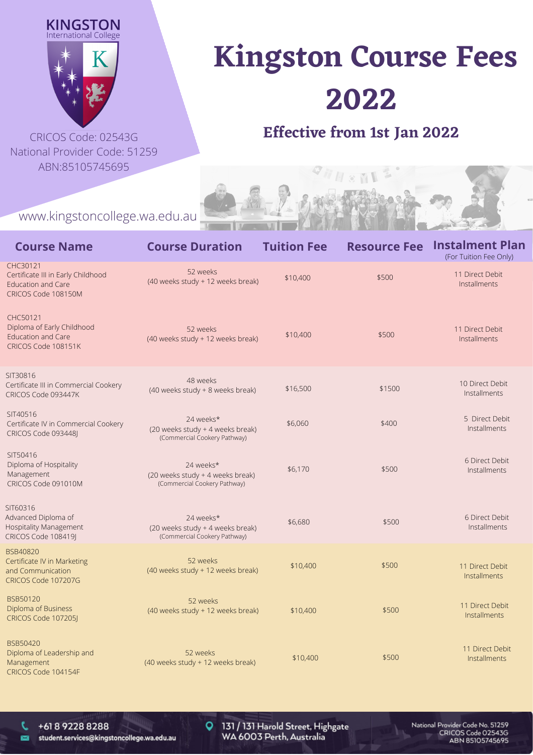KINGSTON
International College

CRICOS Code: 02543G
National Provider Code: 51259
ABN:85105745695

www.kingstoncollege.wa.edu.au

# Kingston Course Fees 2022

## Effective from 1st Jan 2022

| Course Name | Course Duration | Tuition Fee | Resource Fee | Instalment Plan (For Tuition Fee Only) |
|---|---|---|---|---|
| CHC30121 Certificate III in Early Childhood Education and Care CRICOS Code 108150M | 52 weeks (40 weeks study + 12 weeks break) | $10,400 | $500 | 11 Direct Debit Installments |
| CHC50121 Diploma of Early Childhood Education and Care CRICOS Code 108151K | 52 weeks (40 weeks study + 12 weeks break) | $10,400 | $500 | 11 Direct Debit Installments |
| SIT30816 Certificate III in Commercial Cookery CRICOS Code 093447K | 48 weeks (40 weeks study + 8 weeks break) | $16,500 | $1500 | 10 Direct Debit Installments |
| SIT40516 Certificate IV in Commercial Cookery CRICOS Code 093448J | 24 weeks* (20 weeks study + 4 weeks break) (Commercial Cookery Pathway) | $6,060 | $400 | 5 Direct Debit Installments |
| SIT50416 Diploma of Hospitality Management CRICOS Code 091010M | 24 weeks* (20 weeks study + 4 weeks break) (Commercial Cookery Pathway) | $6,170 | $500 | 6 Direct Debit Installments |
| SIT60316 Advanced Diploma of Hospitality Management CRICOS Code 108419J | 24 weeks* (20 weeks study + 4 weeks break) (Commercial Cookery Pathway) | $6,680 | $500 | 6 Direct Debit Installments |
| BSB40820 Certificate IV in Marketing and Communication CRICOS Code 107207G | 52 weeks (40 weeks study + 12 weeks break) | $10,400 | $500 | 11 Direct Debit Installments |
| BSB50120 Diploma of Business CRICOS Code 107205J | 52 weeks (40 weeks study + 12 weeks break) | $10,400 | $500 | 11 Direct Debit Installments |
| BSB50420 Diploma of Leadership and Management CRICOS Code 104154F | 52 weeks (40 weeks study + 12 weeks break) | $10,400 | $500 | 11 Direct Debit Installments |

+61 8 9228 8288
student.services@kingstoncollege.wa.edu.au

131 / 131 Harold Street, Highgate WA 6003 Perth, Australia

National Provider Code No. 51259
CRICOS Code 02543G
ABN 85105745695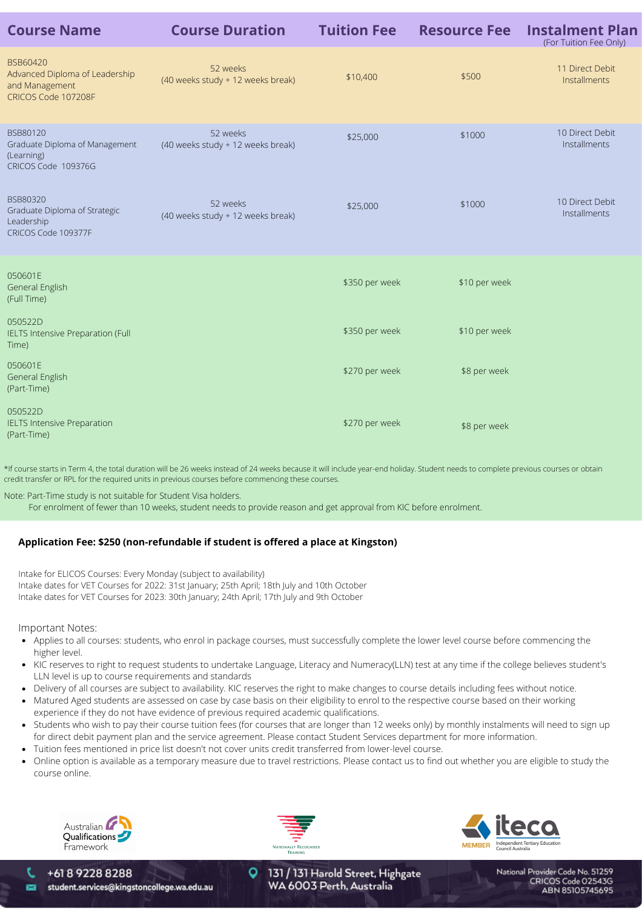| Course Name | Course Duration | Tuition Fee | Resource Fee | Instalment Plan (For Tuition Fee Only) |
|---|---|---|---|---|
| BSB60420 Advanced Diploma of Leadership and Management CRICOS Code 107208F | 52 weeks (40 weeks study + 12 weeks break) | $10,400 | $500 | 11 Direct Debit Installments |
| BSB80120 Graduate Diploma of Management (Learning) CRICOS Code 109376G | 52 weeks (40 weeks study + 12 weeks break) | $25,000 | $1000 | 10 Direct Debit Installments |
| BSB80320 Graduate Diploma of Strategic Leadership CRICOS Code 109377F | 52 weeks (40 weeks study + 12 weeks break) | $25,000 | $1000 | 10 Direct Debit Installments |
| 050601E General English (Full Time) | | $350 per week | $10 per week | |
| 050522D IELTS Intensive Preparation (Full Time) | | $350 per week | $10 per week | |
| 050601E General English (Part-Time) | | $270 per week | $8 per week | |
| 050522D IELTS Intensive Preparation (Part-Time) | | $270 per week | $8 per week | |

*If course starts in Term 4, the total duration will be 26 weeks instead of 24 weeks because it will include year-end holiday. Student needs to complete previous courses or obtain credit transfer or RPL for the required units in previous courses before commencing these courses.

Note: Part-Time study is not suitable for Student Visa holders.
For enrolment of fewer than 10 weeks, student needs to provide reason and get approval from KIC before enrolment.

**Application Fee: $250 (non-refundable if student is offered a place at Kingston)**

Intake for ELICOS Courses: Every Monday (subject to availability)
Intake dates for VET Courses for 2022: 31st January; 25th April; 18th July and 10th October
Intake dates for VET Courses for 2023: 30th January; 24th April; 17th July and 9th October

Important Notes:

- Applies to all courses: students, who enrol in package courses, must successfully complete the lower level course before commencing the higher level.
- KIC reserves to right to request students to undertake Language, Literacy and Numeracy(LLN) test at any time if the college believes student's LLN level is up to course requirements and standards
- Delivery of all courses are subject to availability. KIC reserves the right to make changes to course details including fees without notice.
- Matured Aged students are assessed on case by case basis on their eligibility to enrol to the respective course based on their working experience if they do not have evidence of previous required academic qualifications.
- Students who wish to pay their course tuition fees (for courses that are longer than 12 weeks only) by monthly instalments will need to sign up for direct debit payment plan and the service agreement. Please contact Student Services department for more information.
- Tuition fees mentioned in price list doesn't not cover units credit transferred from lower-level course.
- Online option is available as a temporary measure due to travel restrictions. Please contact us to find out whether you are eligible to study the course online.

Australian Qualifications Framework

Nationally Recognised Training

iteca MEMBER Independent Tertiary Education Council Australia

+61 8 9228 8288
student.services@kingstoncollege.wa.edu.au

131 / 131 Harold Street, Highgate WA 6003 Perth, Australia

National Provider Code No. 51259
CRICOS Code 02543G
ABN 85105745695